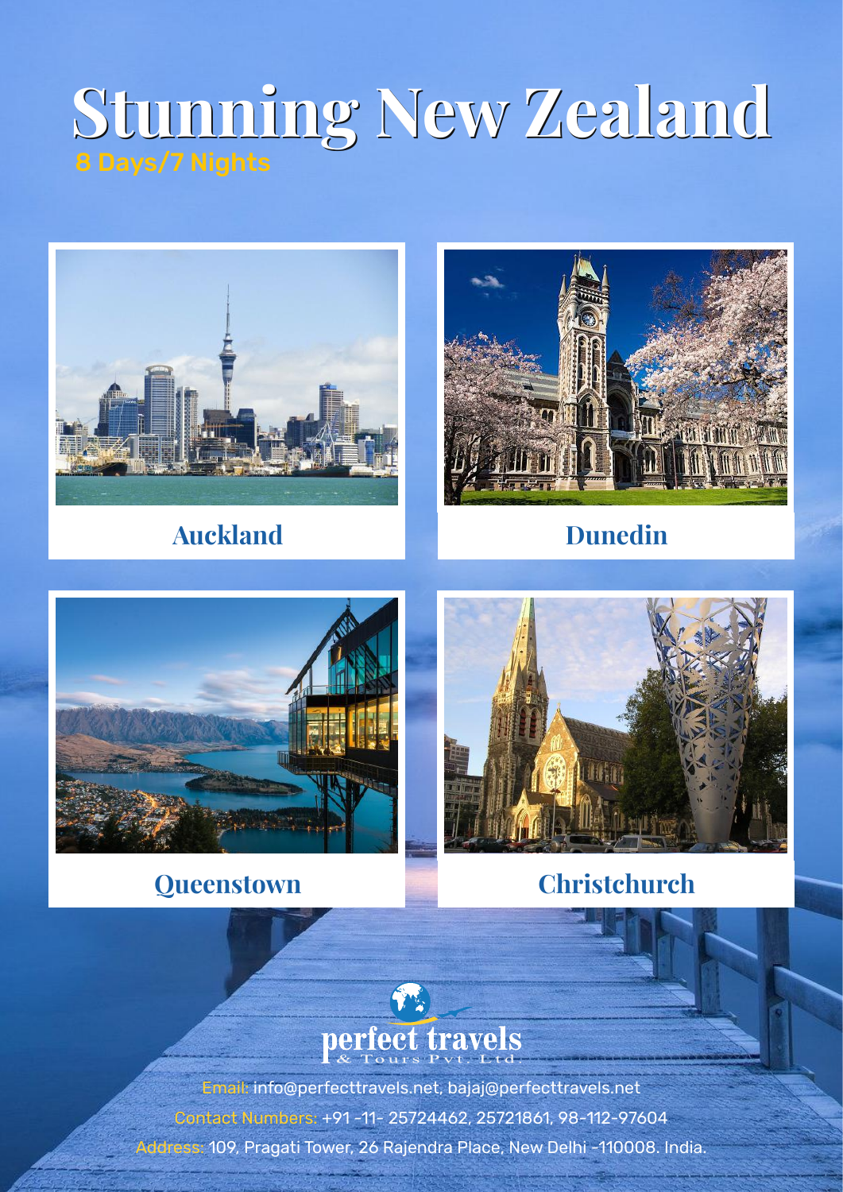# Stunning New Zealand

8 Days/7 Nights

**Auckland**

**Dunedin**

**Queenstown**

**Christchurch**

perfect travels
& Tours Pvt. Ltd.

Email: info@perfecttravels.net, bajaj@perfecttravels.net

Contact Numbers: +91 -11- 25724462, 25721861, 98-112-97604

Address: 109, Pragati Tower, 26 Rajendra Place, New Delhi -110008. India.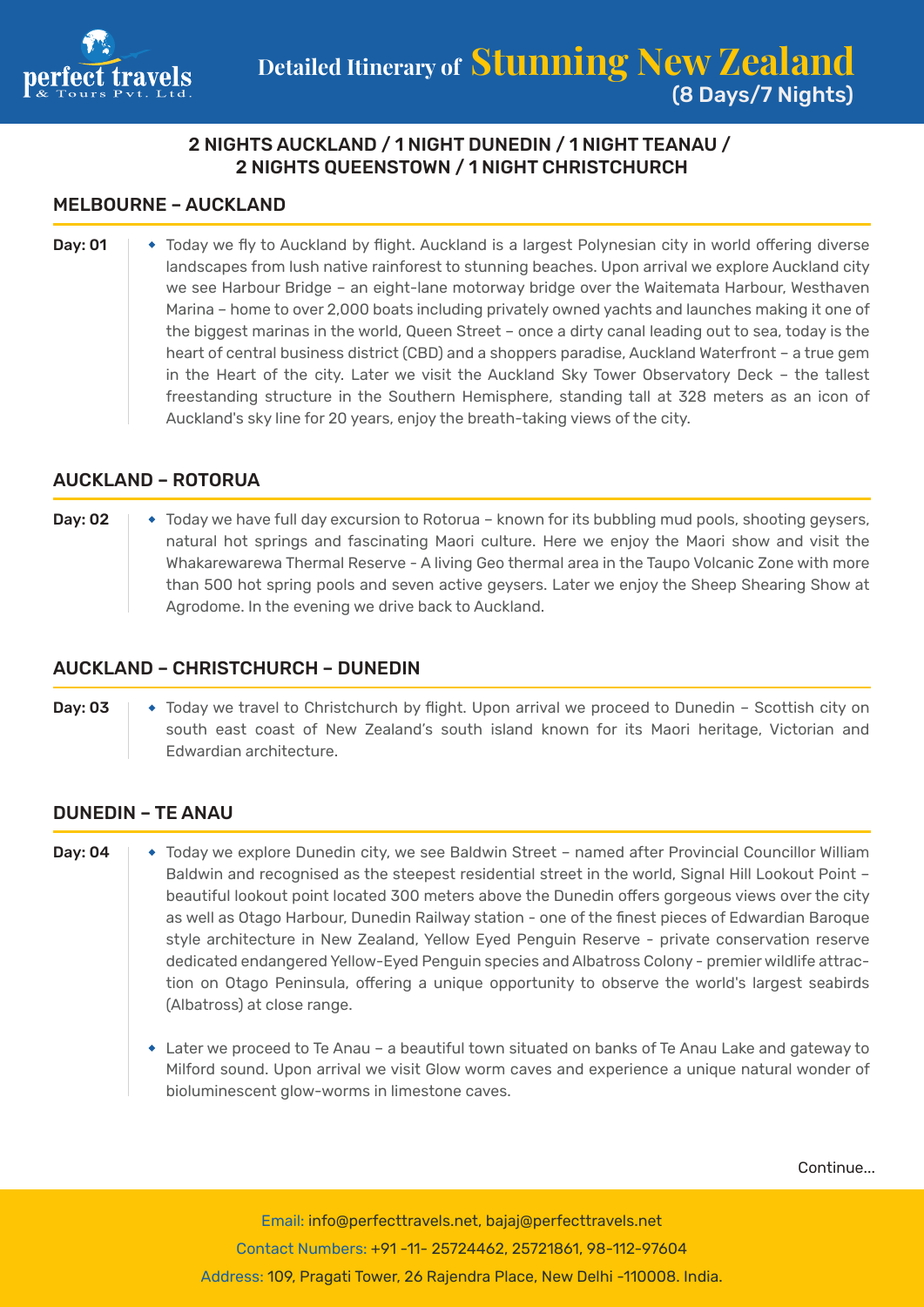# Detailed Itinerary of Stunning New Zealand (8 Days/7 Nights)

**2 NIGHTS AUCKLAND / 1 NIGHT DUNEDIN / 1 NIGHT TEANAU / 2 NIGHTS QUEENSTOWN / 1 NIGHT CHRISTCHURCH**

## MELBOURNE – AUCKLAND

**Day: 01**

- Today we fly to Auckland by flight. Auckland is a largest Polynesian city in world offering diverse landscapes from lush native rainforest to stunning beaches. Upon arrival we explore Auckland city we see Harbour Bridge – an eight-lane motorway bridge over the Waitemata Harbour, Westhaven Marina – home to over 2,000 boats including privately owned yachts and launches making it one of the biggest marinas in the world, Queen Street – once a dirty canal leading out to sea, today is the heart of central business district (CBD) and a shoppers paradise, Auckland Waterfront – a true gem in the Heart of the city. Later we visit the Auckland Sky Tower Observatory Deck – the tallest freestanding structure in the Southern Hemisphere, standing tall at 328 meters as an icon of Auckland's sky line for 20 years, enjoy the breath-taking views of the city.

## AUCKLAND – ROTORUA

**Day: 02**

- Today we have full day excursion to Rotorua – known for its bubbling mud pools, shooting geysers, natural hot springs and fascinating Maori culture. Here we enjoy the Maori show and visit the Whakarewarewa Thermal Reserve - A living Geo thermal area in the Taupo Volcanic Zone with more than 500 hot spring pools and seven active geysers. Later we enjoy the Sheep Shearing Show at Agrodome. In the evening we drive back to Auckland.

## AUCKLAND – CHRISTCHURCH – DUNEDIN

**Day: 03**

- Today we travel to Christchurch by flight. Upon arrival we proceed to Dunedin – Scottish city on south east coast of New Zealand's south island known for its Maori heritage, Victorian and Edwardian architecture.

## DUNEDIN – TE ANAU

**Day: 04**

- Today we explore Dunedin city, we see Baldwin Street – named after Provincial Councillor William Baldwin and recognised as the steepest residential street in the world, Signal Hill Lookout Point – beautiful lookout point located 300 meters above the Dunedin offers gorgeous views over the city as well as Otago Harbour, Dunedin Railway station - one of the finest pieces of Edwardian Baroque style architecture in New Zealand, Yellow Eyed Penguin Reserve - private conservation reserve dedicated endangered Yellow-Eyed Penguin species and Albatross Colony - premier wildlife attraction on Otago Peninsula, offering a unique opportunity to observe the world's largest seabirds (Albatross) at close range.

- Later we proceed to Te Anau – a beautiful town situated on banks of Te Anau Lake and gateway to Milford sound. Upon arrival we visit Glow worm caves and experience a unique natural wonder of bioluminescent glow-worms in limestone caves.

Continue...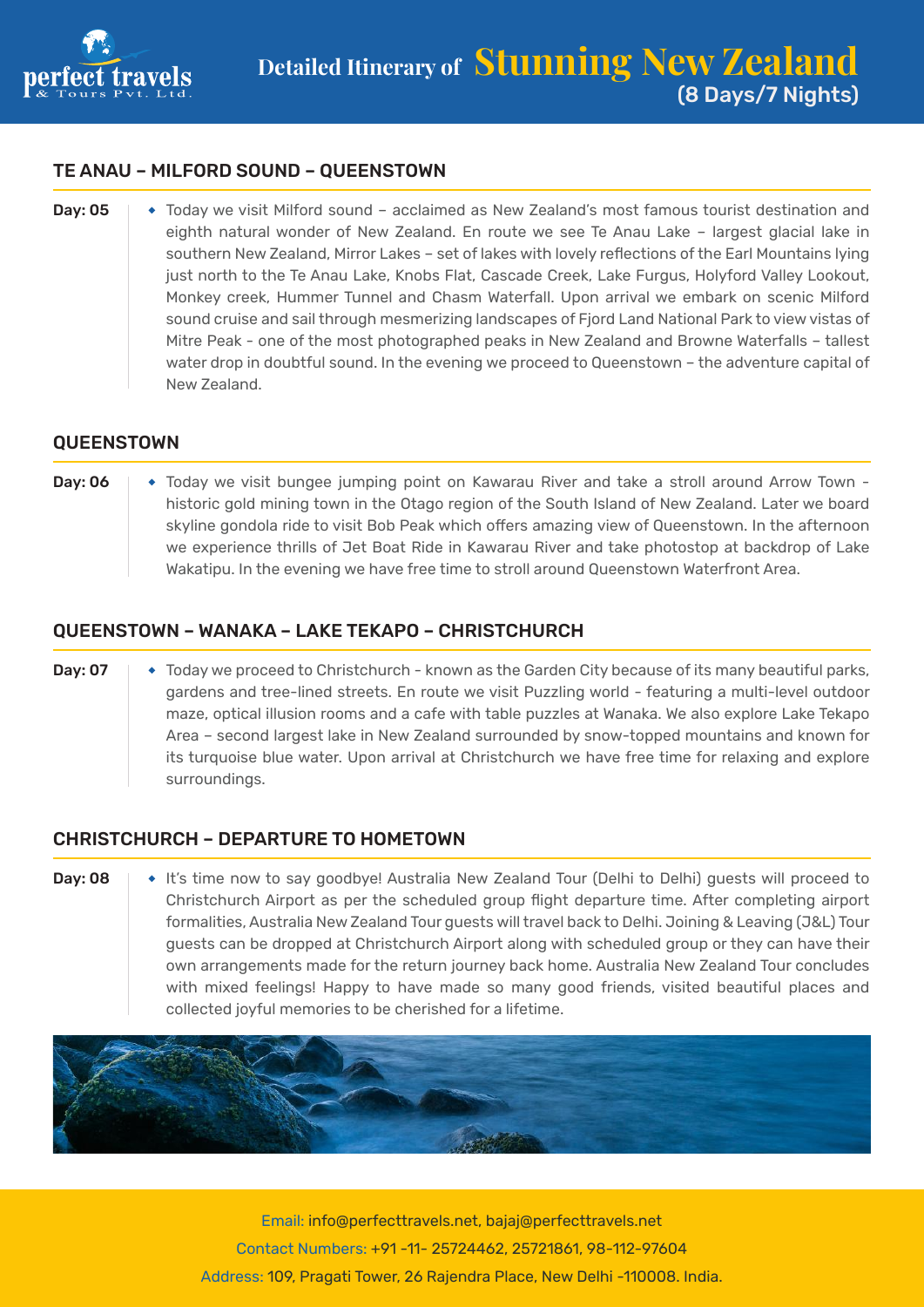## TE ANAU – MILFORD SOUND – QUEENSTOWN

**Day: 05**

- Today we visit Milford sound – acclaimed as New Zealand's most famous tourist destination and eighth natural wonder of New Zealand. En route we see Te Anau Lake – largest glacial lake in southern New Zealand, Mirror Lakes – set of lakes with lovely reflections of the Earl Mountains lying just north to the Te Anau Lake, Knobs Flat, Cascade Creek, Lake Furgus, Holyford Valley Lookout, Monkey creek, Hummer Tunnel and Chasm Waterfall. Upon arrival we embark on scenic Milford sound cruise and sail through mesmerizing landscapes of Fjord Land National Park to view vistas of Mitre Peak - one of the most photographed peaks in New Zealand and Browne Waterfalls – tallest water drop in doubtful sound. In the evening we proceed to Queenstown – the adventure capital of New Zealand.

## QUEENSTOWN

**Day: 06**

- Today we visit bungee jumping point on Kawarau River and take a stroll around Arrow Town - historic gold mining town in the Otago region of the South Island of New Zealand. Later we board skyline gondola ride to visit Bob Peak which offers amazing view of Queenstown. In the afternoon we experience thrills of Jet Boat Ride in Kawarau River and take photostop at backdrop of Lake Wakatipu. In the evening we have free time to stroll around Queenstown Waterfront Area.

## QUEENSTOWN – WANAKA – LAKE TEKAPO – CHRISTCHURCH

**Day: 07**

- Today we proceed to Christchurch - known as the Garden City because of its many beautiful parks, gardens and tree-lined streets. En route we visit Puzzling world - featuring a multi-level outdoor maze, optical illusion rooms and a cafe with table puzzles at Wanaka. We also explore Lake Tekapo Area – second largest lake in New Zealand surrounded by snow-topped mountains and known for its turquoise blue water. Upon arrival at Christchurch we have free time for relaxing and explore surroundings.

## CHRISTCHURCH – DEPARTURE TO HOMETOWN

**Day: 08**

- It's time now to say goodbye! Australia New Zealand Tour (Delhi to Delhi) guests will proceed to Christchurch Airport as per the scheduled group flight departure time. After completing airport formalities, Australia New Zealand Tour guests will travel back to Delhi. Joining & Leaving (J&L) Tour guests can be dropped at Christchurch Airport along with scheduled group or they can have their own arrangements made for the return journey back home. Australia New Zealand Tour concludes with mixed feelings! Happy to have made so many good friends, visited beautiful places and collected joyful memories to be cherished for a lifetime.

Email: info@perfecttravels.net, bajaj@perfecttravels.net

Contact Numbers: +91 -11- 25724462, 25721861, 98-112-97604

Address: 109, Pragati Tower, 26 Rajendra Place, New Delhi -110008. India.